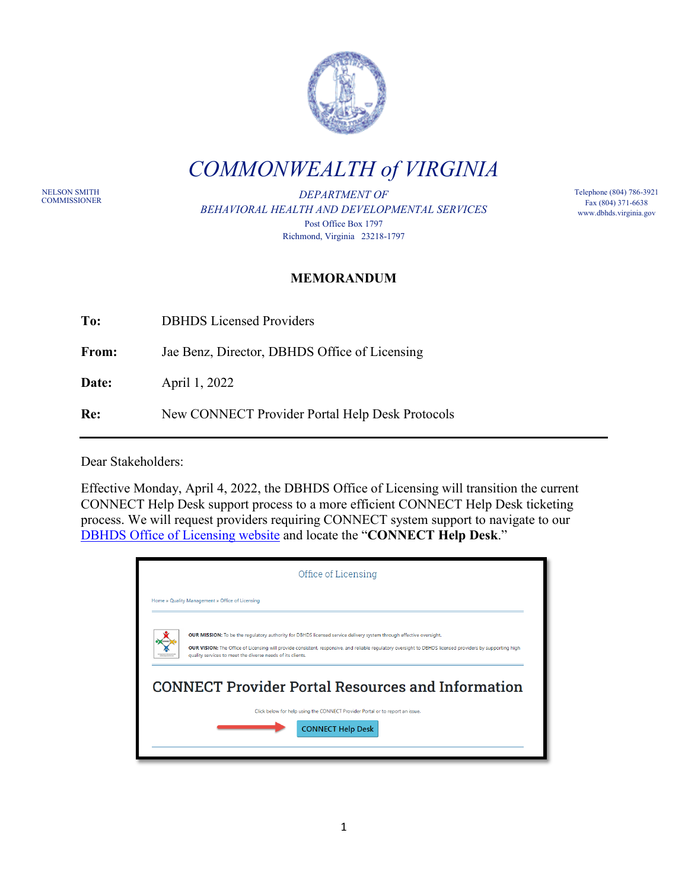# COMMONWEALTH of VIRGINIA

NELSON SMITH
COMMISSIONER

*DEPARTMENT OF*
*BEHAVIORAL HEALTH AND DEVELOPMENTAL SERVICES*
Post Office Box 1797
Richmond, Virginia 23218-1797

Telephone (804) 786-3921
Fax (804) 371-6638
www.dbhds.virginia.gov

## MEMORANDUM

**To:** DBHDS Licensed Providers

**From:** Jae Benz, Director, DBHDS Office of Licensing

**Date:** April 1, 2022

**Re:** New CONNECT Provider Portal Help Desk Protocols

---

Dear Stakeholders:

Effective Monday, April 4, 2022, the DBHDS Office of Licensing will transition the current CONNECT Help Desk support process to a more efficient CONNECT Help Desk ticketing process. We will request providers requiring CONNECT system support to navigate to our DBHDS Office of Licensing website and locate the "**CONNECT Help Desk**."

Office of Licensing

Home » Quality Management » Office of Licensing

**OUR MISSION:** To be the regulatory authority for DBHDS licensed service delivery system through effective oversight.

**OUR VISION:** The Office of Licensing will provide consistent, responsive, and reliable regulatory oversight to DBHDS licensed providers by supporting high quality services to meet the diverse needs of its clients.

CONNECT Provider Portal Resources and Information

Click below for help using the CONNECT Provider Portal or to report an issue.

CONNECT Help Desk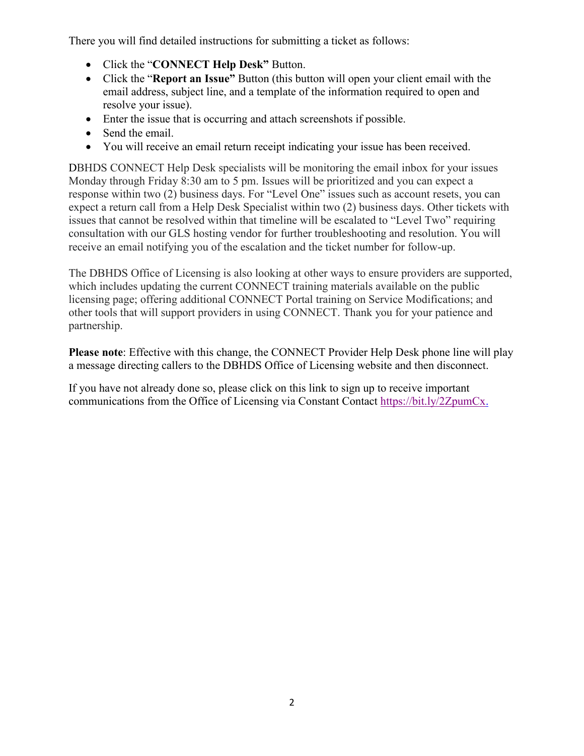There you will find detailed instructions for submitting a ticket as follows:

- Click the "**CONNECT Help Desk"** Button.
- Click the "**Report an Issue"** Button (this button will open your client email with the email address, subject line, and a template of the information required to open and resolve your issue).
- Enter the issue that is occurring and attach screenshots if possible.
- Send the email.
- You will receive an email return receipt indicating your issue has been received.

DBHDS CONNECT Help Desk specialists will be monitoring the email inbox for your issues Monday through Friday 8:30 am to 5 pm. Issues will be prioritized and you can expect a response within two (2) business days. For "Level One" issues such as account resets, you can expect a return call from a Help Desk Specialist within two (2) business days. Other tickets with issues that cannot be resolved within that timeline will be escalated to "Level Two" requiring consultation with our GLS hosting vendor for further troubleshooting and resolution. You will receive an email notifying you of the escalation and the ticket number for follow-up.

The DBHDS Office of Licensing is also looking at other ways to ensure providers are supported, which includes updating the current CONNECT training materials available on the public licensing page; offering additional CONNECT Portal training on Service Modifications; and other tools that will support providers in using CONNECT. Thank you for your patience and partnership.

**Please note**: Effective with this change, the CONNECT Provider Help Desk phone line will play a message directing callers to the DBHDS Office of Licensing website and then disconnect.

If you have not already done so, please click on this link to sign up to receive important communications from the Office of Licensing via Constant Contact https://bit.ly/2ZpumCx.